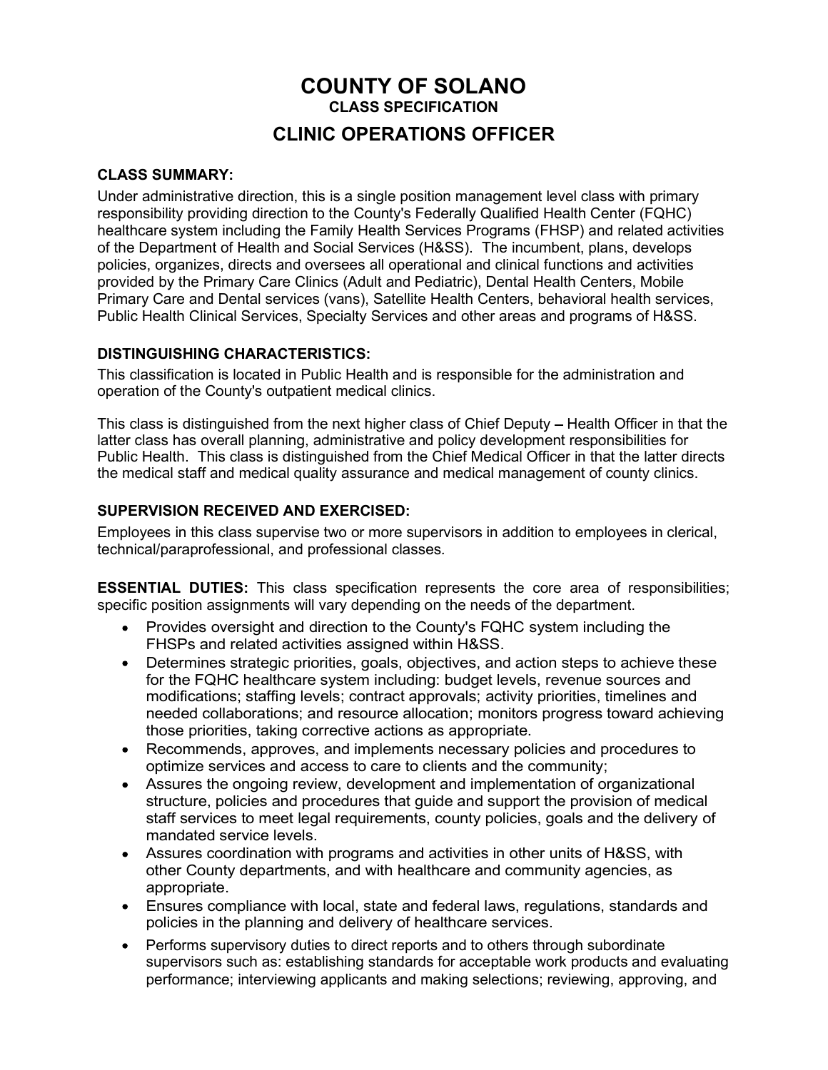# COUNTY OF SOLANO

### CLASS SPECIFICATION

## CLINIC OPERATIONS OFFICER

**CLASS SUMMARY:**
Under administrative direction, this is a single position management level class with primary responsibility providing direction to the County's Federally Qualified Health Center (FQHC) healthcare system including the Family Health Services Programs (FHSP) and related activities of the Department of Health and Social Services (H&SS). The incumbent, plans, develops policies, organizes, directs and oversees all operational and clinical functions and activities provided by the Primary Care Clinics (Adult and Pediatric), Dental Health Centers, Mobile Primary Care and Dental services (vans), Satellite Health Centers, behavioral health services, Public Health Clinical Services, Specialty Services and other areas and programs of H&SS.

**DISTINGUISHING CHARACTERISTICS:**
This classification is located in Public Health and is responsible for the administration and operation of the County's outpatient medical clinics.

This class is distinguished from the next higher class of Chief Deputy – Health Officer in that the latter class has overall planning, administrative and policy development responsibilities for Public Health. This class is distinguished from the Chief Medical Officer in that the latter directs the medical staff and medical quality assurance and medical management of county clinics.

**SUPERVISION RECEIVED AND EXERCISED:**
Employees in this class supervise two or more supervisors in addition to employees in clerical, technical/paraprofessional, and professional classes.

**ESSENTIAL DUTIES:** This class specification represents the core area of responsibilities; specific position assignments will vary depending on the needs of the department.

- Provides oversight and direction to the County's FQHC system including the FHSPs and related activities assigned within H&SS.
- Determines strategic priorities, goals, objectives, and action steps to achieve these for the FQHC healthcare system including: budget levels, revenue sources and modifications; staffing levels; contract approvals; activity priorities, timelines and needed collaborations; and resource allocation; monitors progress toward achieving those priorities, taking corrective actions as appropriate.
- Recommends, approves, and implements necessary policies and procedures to optimize services and access to care to clients and the community;
- Assures the ongoing review, development and implementation of organizational structure, policies and procedures that guide and support the provision of medical staff services to meet legal requirements, county policies, goals and the delivery of mandated service levels.
- Assures coordination with programs and activities in other units of H&SS, with other County departments, and with healthcare and community agencies, as appropriate.
- Ensures compliance with local, state and federal laws, regulations, standards and policies in the planning and delivery of healthcare services.
- Performs supervisory duties to direct reports and to others through subordinate supervisors such as: establishing standards for acceptable work products and evaluating performance; interviewing applicants and making selections; reviewing, approving, and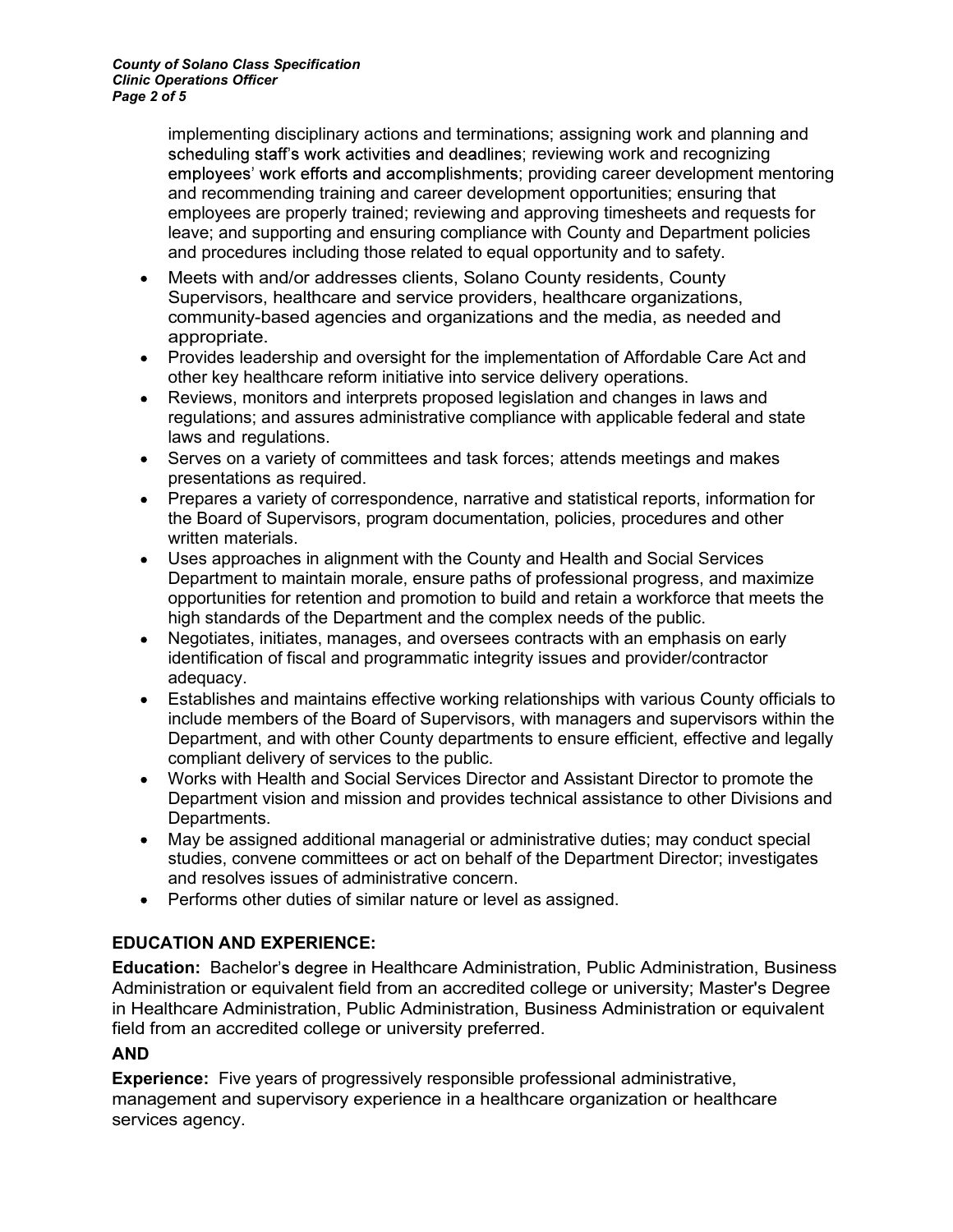implementing disciplinary actions and terminations; assigning work and planning and scheduling staff's work activities and deadlines; reviewing work and recognizing employees' work efforts and accomplishments; providing career development mentoring and recommending training and career development opportunities; ensuring that employees are properly trained; reviewing and approving timesheets and requests for leave; and supporting and ensuring compliance with County and Department policies and procedures including those related to equal opportunity and to safety.

- Meets with and/or addresses clients, Solano County residents, County Supervisors, healthcare and service providers, healthcare organizations, community-based agencies and organizations and the media, as needed and appropriate.
- Provides leadership and oversight for the implementation of Affordable Care Act and other key healthcare reform initiative into service delivery operations.
- Reviews, monitors and interprets proposed legislation and changes in laws and regulations; and assures administrative compliance with applicable federal and state laws and regulations.
- Serves on a variety of committees and task forces; attends meetings and makes presentations as required.
- Prepares a variety of correspondence, narrative and statistical reports, information for the Board of Supervisors, program documentation, policies, procedures and other written materials.
- Uses approaches in alignment with the County and Health and Social Services Department to maintain morale, ensure paths of professional progress, and maximize opportunities for retention and promotion to build and retain a workforce that meets the high standards of the Department and the complex needs of the public.
- Negotiates, initiates, manages, and oversees contracts with an emphasis on early identification of fiscal and programmatic integrity issues and provider/contractor adequacy.
- Establishes and maintains effective working relationships with various County officials to include members of the Board of Supervisors, with managers and supervisors within the Department, and with other County departments to ensure efficient, effective and legally compliant delivery of services to the public.
- Works with Health and Social Services Director and Assistant Director to promote the Department vision and mission and provides technical assistance to other Divisions and Departments.
- May be assigned additional managerial or administrative duties; may conduct special studies, convene committees or act on behalf of the Department Director; investigates and resolves issues of administrative concern.
- Performs other duties of similar nature or level as assigned.

## EDUCATION AND EXPERIENCE:

**Education:** Bachelor's degree in Healthcare Administration, Public Administration, Business Administration or equivalent field from an accredited college or university; Master's Degree in Healthcare Administration, Public Administration, Business Administration or equivalent field from an accredited college or university preferred.

**AND**

**Experience:** Five years of progressively responsible professional administrative, management and supervisory experience in a healthcare organization or healthcare services agency.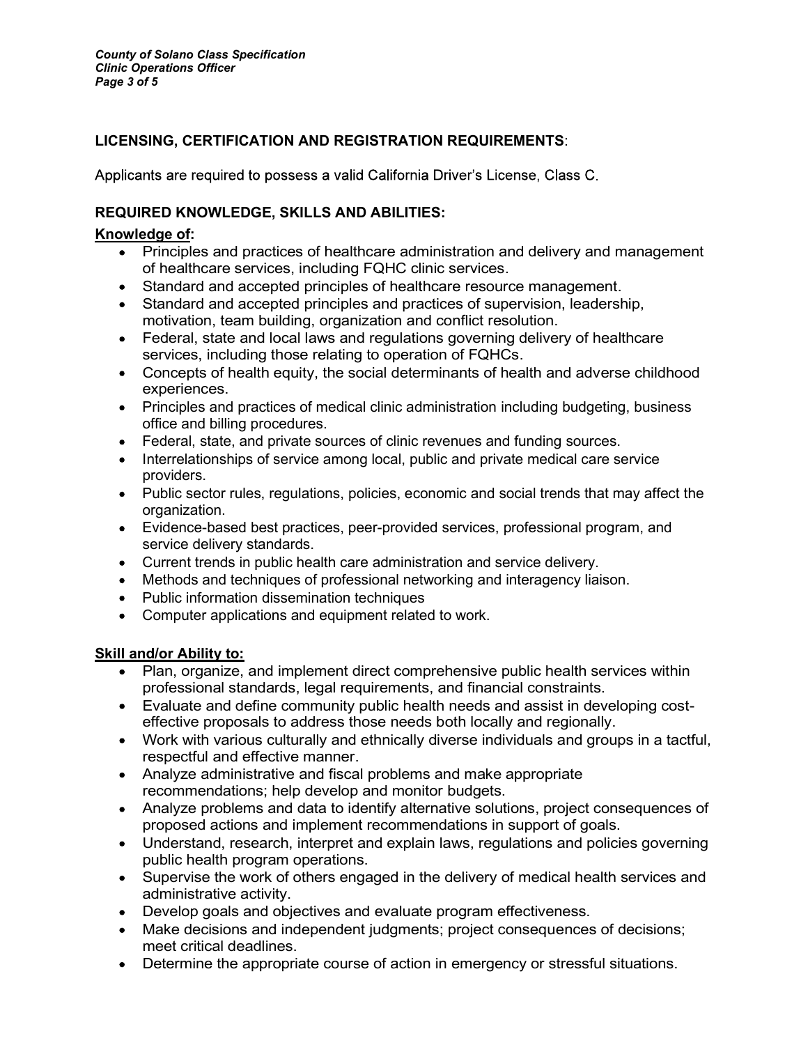## LICENSING, CERTIFICATION AND REGISTRATION REQUIREMENTS:

Applicants are required to possess a valid California Driver's License, Class C.

## REQUIRED KNOWLEDGE, SKILLS AND ABILITIES:

**Knowledge of:**

- Principles and practices of healthcare administration and delivery and management of healthcare services, including FQHC clinic services.
- Standard and accepted principles of healthcare resource management.
- Standard and accepted principles and practices of supervision, leadership, motivation, team building, organization and conflict resolution.
- Federal, state and local laws and regulations governing delivery of healthcare services, including those relating to operation of FQHCs.
- Concepts of health equity, the social determinants of health and adverse childhood experiences.
- Principles and practices of medical clinic administration including budgeting, business office and billing procedures.
- Federal, state, and private sources of clinic revenues and funding sources.
- Interrelationships of service among local, public and private medical care service providers.
- Public sector rules, regulations, policies, economic and social trends that may affect the organization.
- Evidence-based best practices, peer-provided services, professional program, and service delivery standards.
- Current trends in public health care administration and service delivery.
- Methods and techniques of professional networking and interagency liaison.
- Public information dissemination techniques
- Computer applications and equipment related to work.

**Skill and/or Ability to:**

- Plan, organize, and implement direct comprehensive public health services within professional standards, legal requirements, and financial constraints.
- Evaluate and define community public health needs and assist in developing cost-effective proposals to address those needs both locally and regionally.
- Work with various culturally and ethnically diverse individuals and groups in a tactful, respectful and effective manner.
- Analyze administrative and fiscal problems and make appropriate recommendations; help develop and monitor budgets.
- Analyze problems and data to identify alternative solutions, project consequences of proposed actions and implement recommendations in support of goals.
- Understand, research, interpret and explain laws, regulations and policies governing public health program operations.
- Supervise the work of others engaged in the delivery of medical health services and administrative activity.
- Develop goals and objectives and evaluate program effectiveness.
- Make decisions and independent judgments; project consequences of decisions; meet critical deadlines.
- Determine the appropriate course of action in emergency or stressful situations.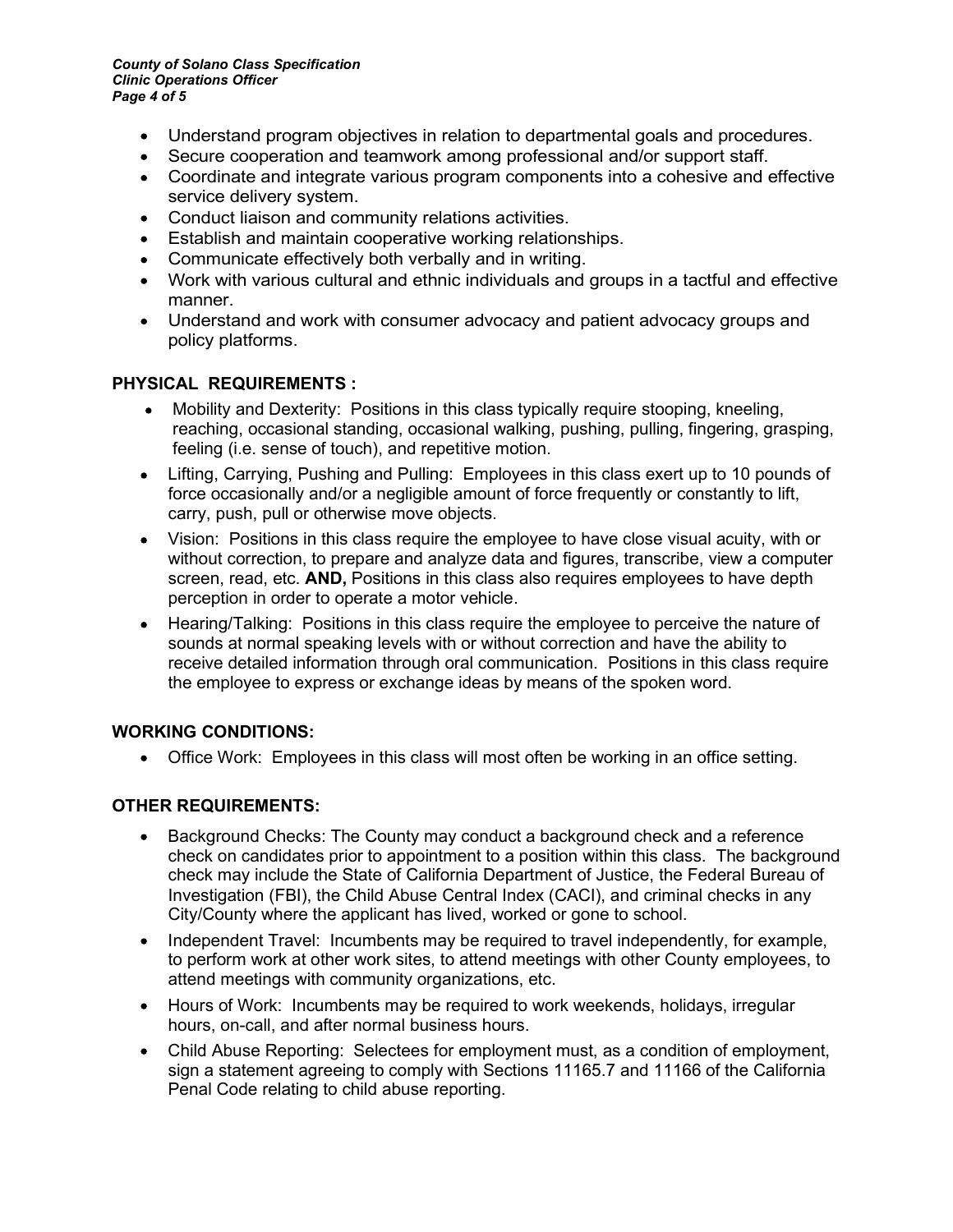- Understand program objectives in relation to departmental goals and procedures.
- Secure cooperation and teamwork among professional and/or support staff.
- Coordinate and integrate various program components into a cohesive and effective service delivery system.
- Conduct liaison and community relations activities.
- Establish and maintain cooperative working relationships.
- Communicate effectively both verbally and in writing.
- Work with various cultural and ethnic individuals and groups in a tactful and effective manner.
- Understand and work with consumer advocacy and patient advocacy groups and policy platforms.

## PHYSICAL REQUIREMENTS :

- Mobility and Dexterity: Positions in this class typically require stooping, kneeling, reaching, occasional standing, occasional walking, pushing, pulling, fingering, grasping, feeling (i.e. sense of touch), and repetitive motion.
- Lifting, Carrying, Pushing and Pulling: Employees in this class exert up to 10 pounds of force occasionally and/or a negligible amount of force frequently or constantly to lift, carry, push, pull or otherwise move objects.
- Vision: Positions in this class require the employee to have close visual acuity, with or without correction, to prepare and analyze data and figures, transcribe, view a computer screen, read, etc. **AND,** Positions in this class also requires employees to have depth perception in order to operate a motor vehicle.
- Hearing/Talking: Positions in this class require the employee to perceive the nature of sounds at normal speaking levels with or without correction and have the ability to receive detailed information through oral communication. Positions in this class require the employee to express or exchange ideas by means of the spoken word.

## WORKING CONDITIONS:

- Office Work: Employees in this class will most often be working in an office setting.

## OTHER REQUIREMENTS:

- Background Checks: The County may conduct a background check and a reference check on candidates prior to appointment to a position within this class. The background check may include the State of California Department of Justice, the Federal Bureau of Investigation (FBI), the Child Abuse Central Index (CACI), and criminal checks in any City/County where the applicant has lived, worked or gone to school.
- Independent Travel: Incumbents may be required to travel independently, for example, to perform work at other work sites, to attend meetings with other County employees, to attend meetings with community organizations, etc.
- Hours of Work: Incumbents may be required to work weekends, holidays, irregular hours, on-call, and after normal business hours.
- Child Abuse Reporting: Selectees for employment must, as a condition of employment, sign a statement agreeing to comply with Sections 11165.7 and 11166 of the California Penal Code relating to child abuse reporting.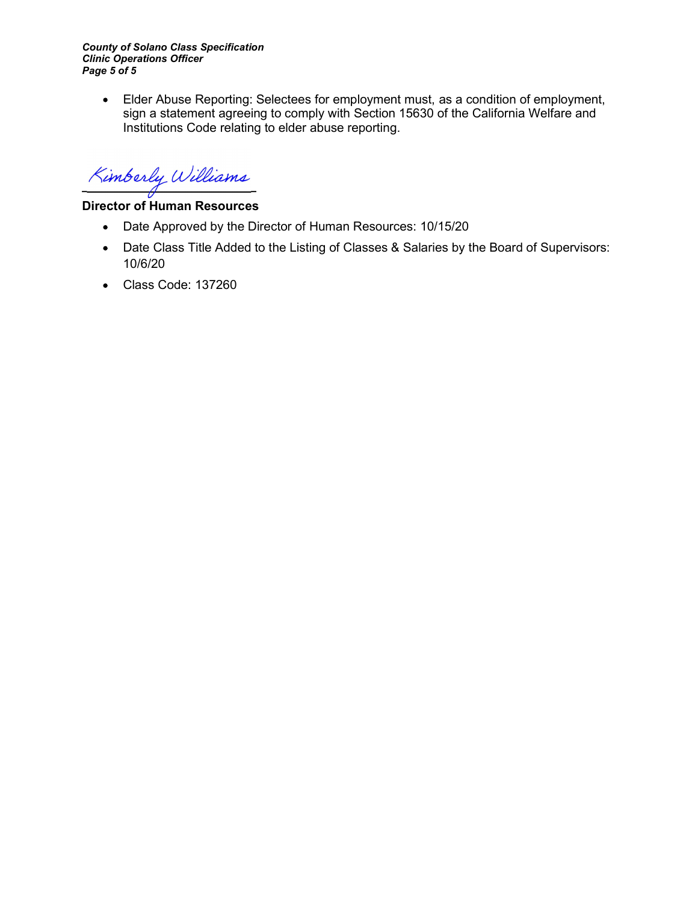- Elder Abuse Reporting: Selectees for employment must, as a condition of employment, sign a statement agreeing to comply with Section 15630 of the California Welfare and Institutions Code relating to elder abuse reporting.

Kimberly Williams

**Director of Human Resources**

- Date Approved by the Director of Human Resources: 10/15/20
- Date Class Title Added to the Listing of Classes & Salaries by the Board of Supervisors: 10/6/20
- Class Code: 137260